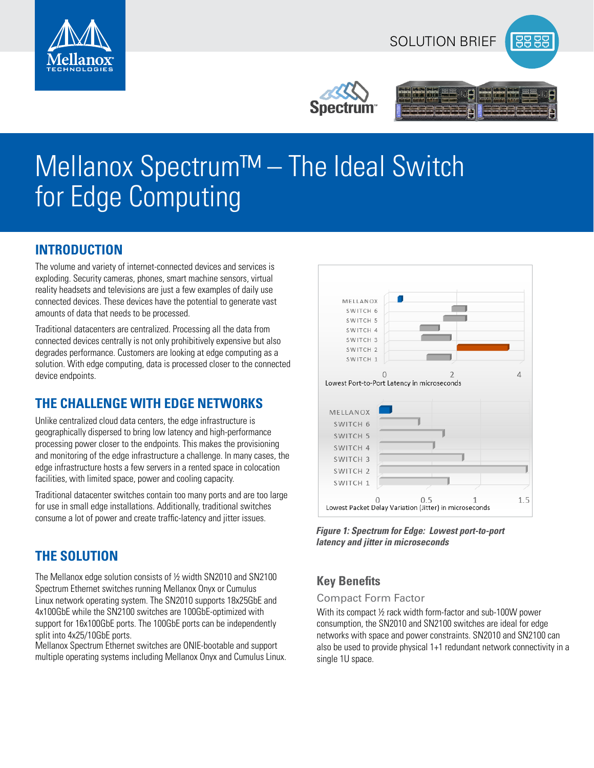SOLUTION BRIEF

# Mellanox Spectrum™ – The Ideal Switch for Edge Computing

## INTRODUCTION

The volume and variety of internet-connected devices and services is exploding. Security cameras, phones, smart machine sensors, virtual reality headsets and televisions are just a few examples of daily use connected devices. These devices have the potential to generate vast amounts of data that needs to be processed.

Traditional datacenters are centralized. Processing all the data from connected devices centrally is not only prohibitively expensive but also degrades performance. Customers are looking at edge computing as a solution. With edge computing, data is processed closer to the connected device endpoints.

## THE CHALLENGE WITH EDGE NETWORKS

Unlike centralized cloud data centers, the edge infrastructure is geographically dispersed to bring low latency and high-performance processing power closer to the endpoints. This makes the provisioning and monitoring of the edge infrastructure a challenge. In many cases, the edge infrastructure hosts a few servers in a rented space in colocation facilities, with limited space, power and cooling capacity.

Traditional datacenter switches contain too many ports and are too large for use in small edge installations. Additionally, traditional switches consume a lot of power and create traffic-latency and jitter issues.

## THE SOLUTION

The Mellanox edge solution consists of ½ width SN2010 and SN2100 Spectrum Ethernet switches running Mellanox Onyx or Cumulus Linux network operating system. The SN2010 supports 18x25GbE and 4x100GbE while the SN2100 switches are 100GbE-optimized with support for 16x100GbE ports. The 100GbE ports can be independently split into 4x25/10GbE ports.
Mellanox Spectrum Ethernet switches are ONIE-bootable and support multiple operating systems including Mellanox Onyx and Cumulus Linux.

*Figure 1: Spectrum for Edge: Lowest port-to-port latency and jitter in microseconds*

## Key Benefits

### Compact Form Factor

With its compact ½ rack width form-factor and sub-100W power consumption, the SN2010 and SN2100 switches are ideal for edge networks with space and power constraints. SN2010 and SN2100 can also be used to provide physical 1+1 redundant network connectivity in a single 1U space.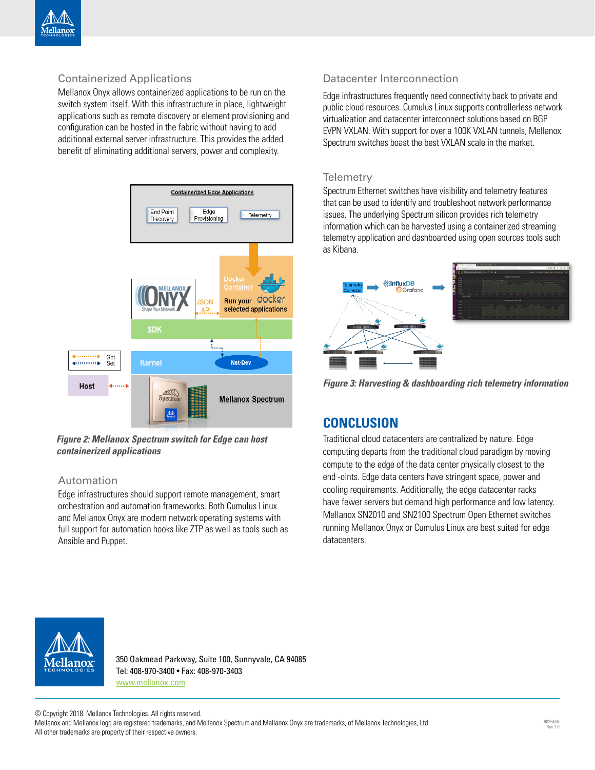## Containerized Applications

Mellanox Onyx allows containerized applications to be run on the switch system itself. With this infrastructure in place, lightweight applications such as remote discovery or element provisioning and configuration can be hosted in the fabric without having to add additional external server infrastructure. This provides the added benefit of eliminating additional servers, power and complexity.

Containerized Edge Applications

End Point Discovery

Edge Provisioning

Telemetry

Docker Container

Run your docker selected applications

MELLANOX ONYX Shape Your Network

JSON API

SDK

Get

Set

Kernel

Net-Dev

Host

Mellanox Spectrum

***Figure 2: Mellanox Spectrum switch for Edge can host containerized applications***

## Automation

Edge infrastructures should support remote management, smart orchestration and automation frameworks. Both Cumulus Linux and Mellanox Onyx are modern network operating systems with full support for automation hooks like ZTP as well as tools such as Ansible and Puppet.

## Datacenter Interconnection

Edge infrastructures frequently need connectivity back to private and public cloud resources. Cumulus Linux supports controllerless network virtualization and datacenter interconnect solutions based on BGP EVPN VXLAN. With support for over a 100K VXLAN tunnels, Mellanox Spectrum switches boast the best VXLAN scale in the market.

## Telemetry

Spectrum Ethernet switches have visibility and telemetry features that can be used to identify and troubleshoot network performance issues. The underlying Spectrum silicon provides rich telemetry information which can be harvested using a containerized streaming telemetry application and dashboarded using open sources tools such as Kibana.

Telemetry Collector

InfluxDB

Grafana

***Figure 3: Harvesting & dashboarding rich telemetry information***

# CONCLUSION

Traditional cloud datacenters are centralized by nature. Edge computing departs from the traditional cloud paradigm by moving compute to the edge of the data center physically closest to the end -oints. Edge data centers have stringent space, power and cooling requirements. Additionally, the edge datacenter racks have fewer servers but demand high performance and low latency. Mellanox SN2010 and SN2100 Spectrum Open Ethernet switches running Mellanox Onyx or Cumulus Linux are best suited for edge datacenters.

350 Oakmead Parkway, Suite 100, Sunnyvale, CA 94085
Tel: 408-970-3400 • Fax: 408-970-3403
www.mellanox.com

© Copyright 2018. Mellanox Technologies. All rights reserved.
Mellanox and Mellanox logo are registered trademarks, and Mellanox Spectrum and Mellanox Onyx are trademarks, of Mellanox Technologies, Ltd.
All other trademarks are property of their respective owners.

60254SB
Rev 1.0